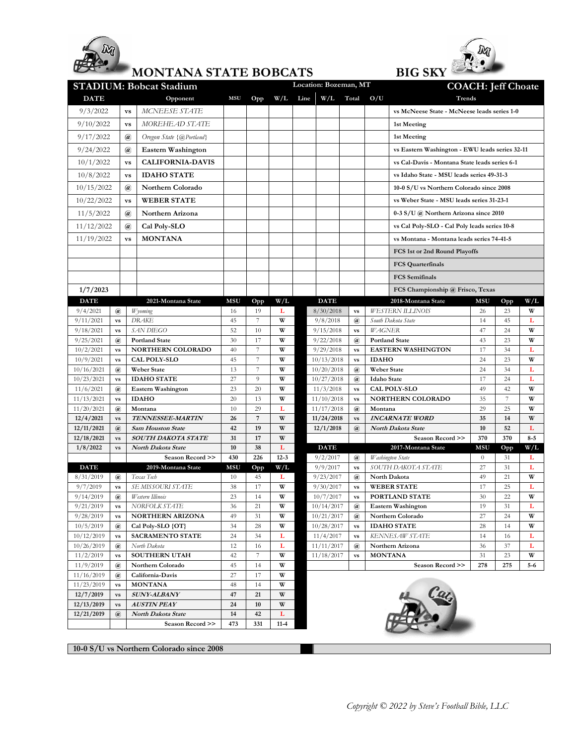# MONTANA STATE BOBCATS — BIG SKY

**STADIUM: Bobcat Stadium** | Location: Bozeman, MT | **COACH: Jeff Choate**

| DATE | | Opponent | MSU | Opp | W/L | Line | W/L | Total | O/U | Trends |
|---|---|---|---|---|---|---|---|---|---|---|
| 9/3/2022 | vs | *MCNEESE STATE* | | | | | | | | vs McNeese State - McNeese leads series 1-0 |
| 9/10/2022 | vs | *MOREHEAD STATE* | | | | | | | | 1st Meeting |
| 9/17/2022 | @ | *Oregon State {@Portland}* | | | | | | | | 1st Meeting |
| 9/24/2022 | @ | Eastern Washington | | | | | | | | vs Eastern Washington - EWU leads series 32-11 |
| 10/1/2022 | vs | CALIFORNIA-DAVIS | | | | | | | | vs Cal-Davis - Montana State leads series 6-1 |
| 10/8/2022 | vs | IDAHO STATE | | | | | | | | vs Idaho State - MSU leads series 49-31-3 |
| 10/15/2022 | @ | Northern Colorado | | | | | | | | 10-0 S/U vs Northern Colorado since 2008 |
| 10/22/2022 | vs | WEBER STATE | | | | | | | | vs Weber State - MSU leads series 31-23-1 |
| 11/5/2022 | @ | Northern Arizona | | | | | | | | 0-3 S/U @ Northern Arizona since 2010 |
| 11/12/2022 | @ | Cal Poly-SLO | | | | | | | | vs Cal Poly-SLO - Cal Poly leads series 10-8 |
| 11/19/2022 | vs | MONTANA | | | | | | | | vs Montana - Montana leads series 74-41-5 |
| | | | | | | | | | | FCS 1st or 2nd Round Playoffs |
| | | | | | | | | | | FCS Quarterfinals |
| | | | | | | | | | | FCS Semifinals |
| **1/7/2023** | | | | | | | | | | FCS Championship @ Frisco, Texas |

| DATE | | 2021-Montana State | MSU | Opp | W/L |
|---|---|---|---|---|---|
| 9/4/2021 | @ | *Wyoming* | 16 | 19 | L |
| 9/11/2021 | vs | *DRAKE* | 45 | 7 | W |
| 9/18/2021 | vs | *SAN DIEGO* | 52 | 10 | W |
| 9/25/2021 | @ | Portland State | 30 | 17 | W |
| 10/2/2021 | vs | NORTHERN COLORADO | 40 | 7 | W |
| 10/9/2021 | vs | CAL POLY-SLO | 45 | 7 | W |
| 10/16/2021 | @ | Weber State | 13 | 7 | W |
| 10/23/2021 | vs | IDAHO STATE | 27 | 9 | W |
| 11/6/2021 | @ | Eastern Washington | 23 | 20 | W |
| 11/13/2021 | vs | IDAHO | 20 | 13 | W |
| 11/20/2021 | @ | Montana | 10 | 29 | L |
| **12/4/2021** | vs | ***TENNESSEE-MARTIN*** | **26** | **7** | **W** |
| **12/11/2021** | @ | ***Sam Houston State*** | **42** | **19** | **W** |
| **12/18/2021** | vs | ***SOUTH DAKOTA STATE*** | **31** | **17** | **W** |
| **1/8/2022** | vs | ***North Dakota State*** | **10** | **38** | **L** |
| | | Season Record >> | 430 | 226 | 12-3 |

| DATE | | 2019-Montana State | MSU | Opp | W/L |
|---|---|---|---|---|---|
| 8/31/2019 | @ | *Texas Tech* | 10 | 45 | L |
| 9/7/2019 | vs | *SE MISSOURI STATE* | 38 | 17 | W |
| 9/14/2019 | @ | *Western Illinois* | 23 | 14 | W |
| 9/21/2019 | vs | *NORFOLK STATE* | 36 | 21 | W |
| 9/28/2019 | vs | NORTHERN ARIZONA | 49 | 31 | W |
| 10/5/2019 | @ | Cal Poly-SLO {OT} | 34 | 28 | W |
| 10/12/2019 | vs | SACRAMENTO STATE | 24 | 34 | L |
| 10/26/2019 | @ | *North Dakota* | 12 | 16 | L |
| 11/2/2019 | vs | SOUTHERN UTAH | 42 | 7 | W |
| 11/9/2019 | @ | Northern Colorado | 45 | 14 | W |
| 11/16/2019 | @ | California-Davis | 27 | 17 | W |
| 11/23/2019 | vs | MONTANA | 48 | 14 | W |
| **12/7/2019** | vs | ***SUNY-ALBANY*** | **47** | **21** | **W** |
| **12/13/2019** | vs | ***AUSTIN PEAY*** | **24** | **10** | **W** |
| **12/21/2019** | @ | ***North Dakota State*** | **14** | **42** | **L** |
| | | Season Record >> | 473 | 331 | 11-4 |

| DATE | | 2018-Montana State | MSU | Opp | W/L |
|---|---|---|---|---|---|
| 8/30/2018 | vs | *WESTERN ILLINOIS* | 26 | 23 | W |
| 9/8/2018 | @ | *South Dakota State* | 14 | 45 | L |
| 9/15/2018 | vs | *WAGNER* | 47 | 24 | W |
| 9/22/2018 | @ | Portland State | 43 | 23 | W |
| 9/29/2018 | vs | EASTERN WASHINGTON | 17 | 34 | L |
| 10/13/2018 | vs | IDAHO | 24 | 23 | W |
| 10/20/2018 | @ | Weber State | 24 | 34 | L |
| 10/27/2018 | @ | Idaho State | 17 | 24 | L |
| 11/3/2018 | vs | CAL POLY-SLO | 49 | 42 | W |
| 11/10/2018 | vs | NORTHERN COLORADO | 35 | 7 | W |
| 11/17/2018 | @ | Montana | 29 | 25 | W |
| **11/24/2018** | vs | ***INCARNATE WORD*** | **35** | **14** | **W** |
| **12/1/2018** | @ | ***North Dakota State*** | **10** | **52** | **L** |
| | | Season Record >> | 370 | 370 | 8-5 |

| DATE | | 2017-Montana State | MSU | Opp | W/L |
|---|---|---|---|---|---|
| 9/2/2017 | @ | *Washington State* | 0 | 31 | L |
| 9/9/2017 | vs | *SOUTH DAKOTA STATE* | 27 | 31 | L |
| 9/23/2017 | @ | North Dakota | 49 | 21 | W |
| 9/30/2017 | vs | WEBER STATE | 17 | 25 | L |
| 10/7/2017 | vs | PORTLAND STATE | 30 | 22 | W |
| 10/14/2017 | @ | Eastern Washington | 19 | 31 | L |
| 10/21/2017 | @ | Northern Colorado | 27 | 24 | W |
| 10/28/2017 | vs | IDAHO STATE | 28 | 14 | W |
| 11/4/2017 | vs | *KENNESAW STATE* | 14 | 16 | L |
| 11/11/2017 | @ | Northern Arizona | 36 | 37 | L |
| 11/18/2017 | vs | MONTANA | 31 | 23 | W |
| | | Season Record >> | 278 | 275 | 5-6 |

**10-0 S/U vs Northern Colorado since 2008**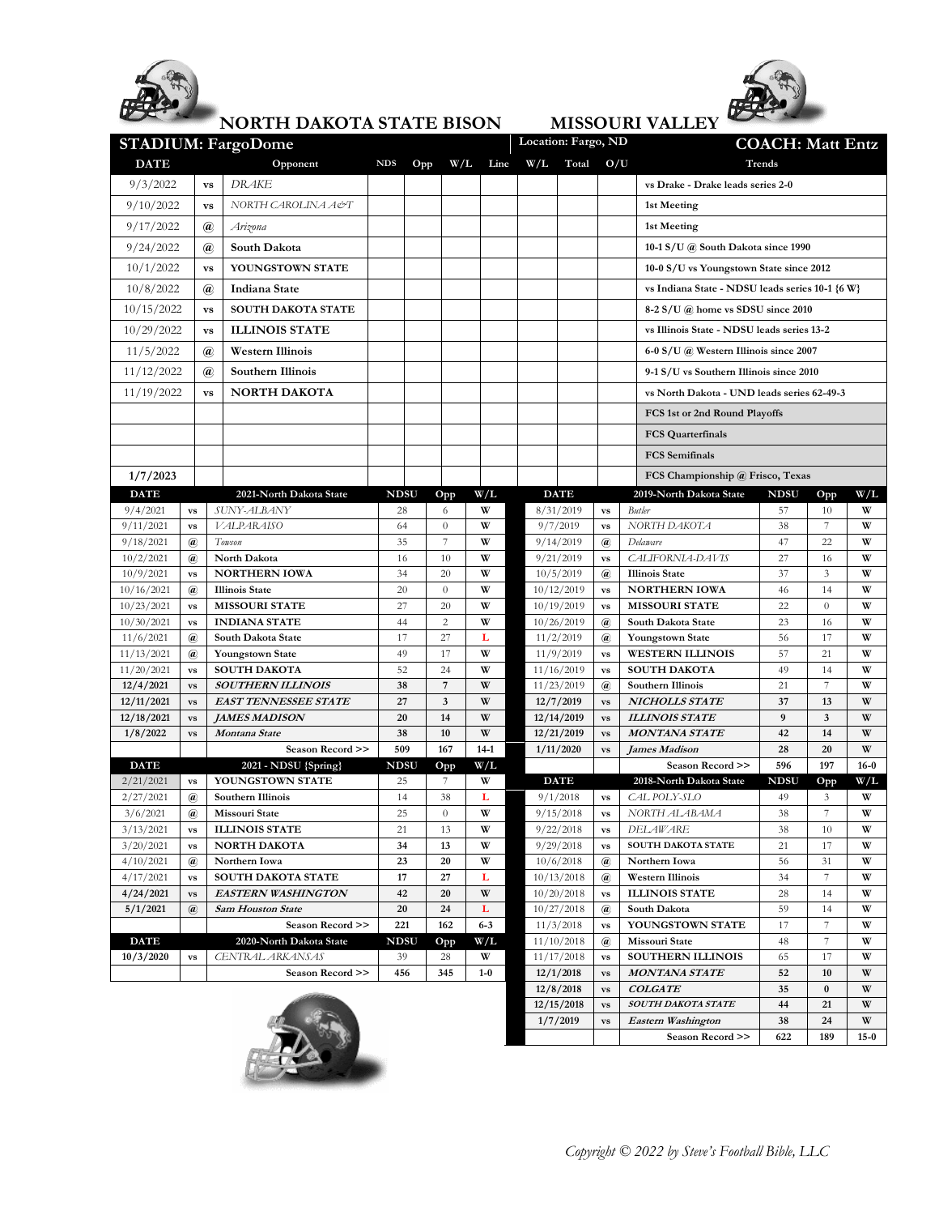## NORTH DAKOTA STATE BISON — MISSOURI VALLEY

| STADIUM: FargoDome | | | Location: Fargo, ND | | | | | | | COACH: Matt Entz |
|---|---|---|---|---|---|---|---|---|---|---|
| DATE | | Opponent | NDS | Opp | W/L | Line | W/L | Total | O/U | Trends |
| 9/3/2022 | vs | DRAKE | | | | | | | | vs Drake - Drake leads series 2-0 |
| 9/10/2022 | vs | NORTH CAROLINA A&T | | | | | | | | 1st Meeting |
| 9/17/2022 | @ | Arizona | | | | | | | | 1st Meeting |
| 9/24/2022 | @ | South Dakota | | | | | | | | 10-1 S/U @ South Dakota since 1990 |
| 10/1/2022 | vs | YOUNGSTOWN STATE | | | | | | | | 10-0 S/U vs Youngstown State since 2012 |
| 10/8/2022 | @ | Indiana State | | | | | | | | vs Indiana State - NDSU leads series 10-1 {6 W} |
| 10/15/2022 | vs | SOUTH DAKOTA STATE | | | | | | | | 8-2 S/U @ home vs SDSU since 2010 |
| 10/29/2022 | vs | ILLINOIS STATE | | | | | | | | vs Illinois State - NDSU leads series 13-2 |
| 11/5/2022 | @ | Western Illinois | | | | | | | | 6-0 S/U @ Western Illinois since 2007 |
| 11/12/2022 | @ | Southern Illinois | | | | | | | | 9-1 S/U vs Southern Illinois since 2010 |
| 11/19/2022 | vs | NORTH DAKOTA | | | | | | | | vs North Dakota - UND leads series 62-49-3 |
| | | | | | | | | | | FCS 1st or 2nd Round Playoffs |
| | | | | | | | | | | FCS Quarterfinals |
| | | | | | | | | | | FCS Semifinals |
| 1/7/2023 | | | | | | | | | | FCS Championship @ Frisco, Texas |

| DATE | | 2021-North Dakota State | NDSU | Opp | W/L |
|---|---|---|---|---|---|
| 9/4/2021 | vs | SUNY-ALBANY | 28 | 6 | W |
| 9/11/2021 | vs | VALPARAISO | 64 | 0 | W |
| 9/18/2021 | @ | Towson | 35 | 7 | W |
| 10/2/2021 | @ | North Dakota | 16 | 10 | W |
| 10/9/2021 | vs | NORTHERN IOWA | 34 | 20 | W |
| 10/16/2021 | @ | Illinois State | 20 | 0 | W |
| 10/23/2021 | vs | MISSOURI STATE | 27 | 20 | W |
| 10/30/2021 | vs | INDIANA STATE | 44 | 2 | W |
| 11/6/2021 | @ | South Dakota State | 17 | 27 | L |
| 11/13/2021 | @ | Youngstown State | 49 | 17 | W |
| 11/20/2021 | vs | SOUTH DAKOTA | 52 | 24 | W |
| 12/4/2021 | vs | SOUTHERN ILLINOIS | 38 | 7 | W |
| 12/11/2021 | vs | EAST TENNESSEE STATE | 27 | 3 | W |
| 12/18/2021 | vs | JAMES MADISON | 20 | 14 | W |
| 1/8/2022 | vs | Montana State | 38 | 10 | W |
| | | Season Record >> | 509 | 167 | 14-1 |

| DATE | | 2021 - NDSU {Spring} | NDSU | Opp | W/L |
|---|---|---|---|---|---|
| 2/21/2021 | vs | YOUNGSTOWN STATE | 25 | 7 | W |
| 2/27/2021 | @ | Southern Illinois | 14 | 38 | L |
| 3/6/2021 | @ | Missouri State | 25 | 0 | W |
| 3/13/2021 | vs | ILLINOIS STATE | 21 | 13 | W |
| 3/20/2021 | vs | NORTH DAKOTA | 34 | 13 | W |
| 4/10/2021 | @ | Northern Iowa | 23 | 20 | W |
| 4/17/2021 | vs | SOUTH DAKOTA STATE | 17 | 27 | L |
| 4/24/2021 | vs | EASTERN WASHINGTON | 42 | 20 | W |
| 5/1/2021 | @ | Sam Houston State | 20 | 24 | L |
| | | Season Record >> | 221 | 162 | 6-3 |

| DATE | | 2020-North Dakota State | NDSU | Opp | W/L |
|---|---|---|---|---|---|
| 10/3/2020 | vs | CENTRAL ARKANSAS | 39 | 28 | W |
| | | Season Record >> | 456 | 345 | 1-0 |

| DATE | | 2019-North Dakota State | NDSU | Opp | W/L |
|---|---|---|---|---|---|
| 8/31/2019 | vs | Butler | 57 | 10 | W |
| 9/7/2019 | vs | NORTH DAKOTA | 38 | 7 | W |
| 9/14/2019 | @ | Delaware | 47 | 22 | W |
| 9/21/2019 | vs | CALIFORNIA-DAVIS | 27 | 16 | W |
| 10/5/2019 | @ | Illinois State | 37 | 3 | W |
| 10/12/2019 | vs | NORTHERN IOWA | 46 | 14 | W |
| 10/19/2019 | vs | MISSOURI STATE | 22 | 0 | W |
| 10/26/2019 | @ | South Dakota State | 23 | 16 | W |
| 11/2/2019 | @ | Youngstown State | 56 | 17 | W |
| 11/9/2019 | vs | WESTERN ILLINOIS | 57 | 21 | W |
| 11/16/2019 | vs | SOUTH DAKOTA | 49 | 14 | W |
| 11/23/2019 | @ | Southern Illinois | 21 | 7 | W |
| 12/7/2019 | vs | NICHOLLS STATE | 37 | 13 | W |
| 12/14/2019 | vs | ILLINOIS STATE | 9 | 3 | W |
| 12/21/2019 | vs | MONTANA STATE | 42 | 14 | W |
| 1/11/2020 | vs | James Madison | 28 | 20 | W |
| | | Season Record >> | 596 | 197 | 16-0 |

| DATE | | 2018-North Dakota State | NDSU | Opp | W/L |
|---|---|---|---|---|---|
| 9/1/2018 | vs | CAL POLY-SLO | 49 | 3 | W |
| 9/15/2018 | vs | NORTH ALABAMA | 38 | 7 | W |
| 9/22/2018 | vs | DELAWARE | 38 | 10 | W |
| 9/29/2018 | vs | SOUTH DAKOTA STATE | 21 | 17 | W |
| 10/6/2018 | @ | Northern Iowa | 56 | 31 | W |
| 10/13/2018 | @ | Western Illinois | 34 | 7 | W |
| 10/20/2018 | vs | ILLINOIS STATE | 28 | 14 | W |
| 10/27/2018 | @ | South Dakota | 59 | 14 | W |
| 11/3/2018 | vs | YOUNGSTOWN STATE | 17 | 7 | W |
| 11/10/2018 | @ | Missouri State | 48 | 7 | W |
| 11/17/2018 | vs | SOUTHERN ILLINOIS | 65 | 17 | W |
| 12/1/2018 | vs | MONTANA STATE | 52 | 10 | W |
| 12/8/2018 | vs | COLGATE | 35 | 0 | W |
| 12/15/2018 | vs | SOUTH DAKOTA STATE | 44 | 21 | W |
| 1/7/2019 | vs | Eastern Washington | 38 | 24 | W |
| | | Season Record >> | 622 | 189 | 15-0 |

Copyright © 2022 by Steve's Football Bible, LLC